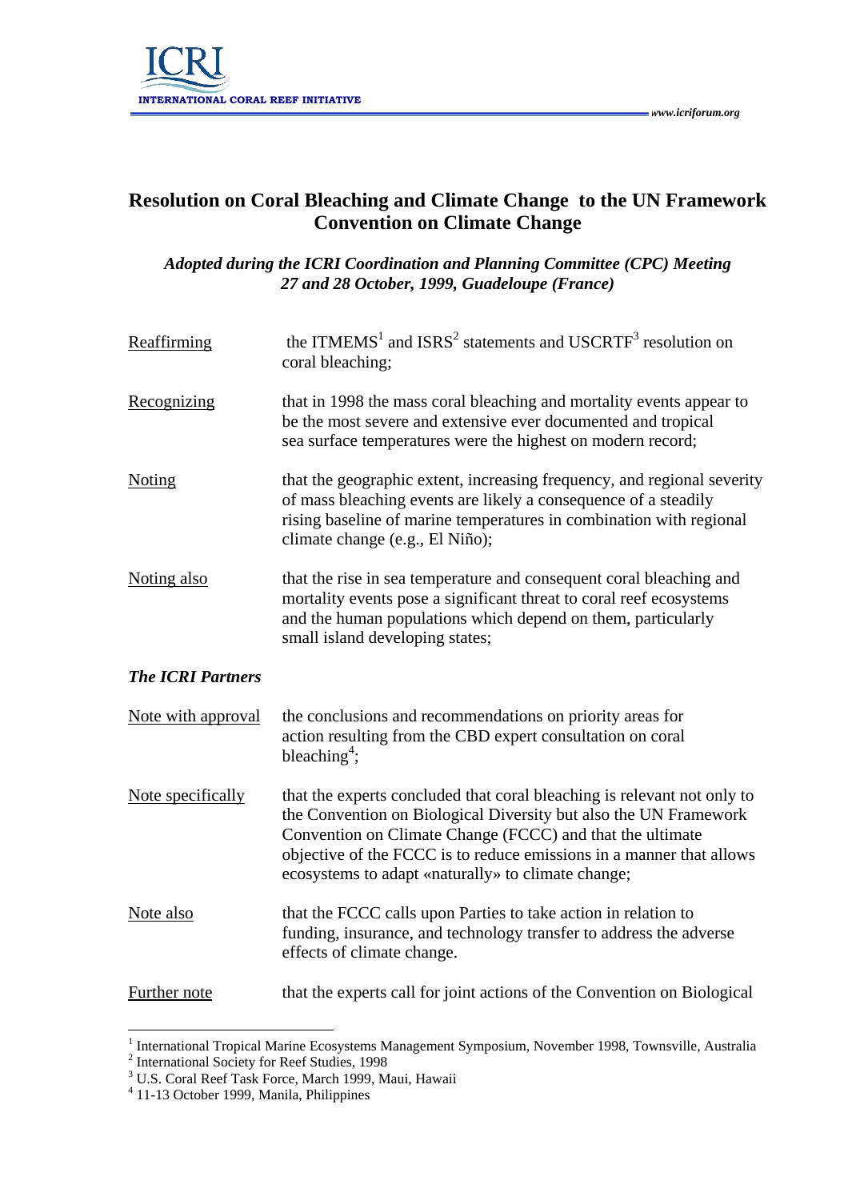# Resolution on Coral Bleaching and Climate Change to the UN Framework Convention on Climate Change

*Adopted during the ICRI Coordination and Planning Committee (CPC) Meeting 27 and 28 October, 1999, Guadeloupe (France)*

Reaffirming the ITMEMS[1] and ISRS[2] statements and USCRTF[3] resolution on coral bleaching;

Recognizing that in 1998 the mass coral bleaching and mortality events appear to be the most severe and extensive ever documented and tropical sea surface temperatures were the highest on modern record;

Noting that the geographic extent, increasing frequency, and regional severity of mass bleaching events are likely a consequence of a steadily rising baseline of marine temperatures in combination with regional climate change (e.g., El Niño);

Noting also that the rise in sea temperature and consequent coral bleaching and mortality events pose a significant threat to coral reef ecosystems and the human populations which depend on them, particularly small island developing states;

***The ICRI Partners***

Note with approval the conclusions and recommendations on priority areas for action resulting from the CBD expert consultation on coral bleaching[4];

Note specifically that the experts concluded that coral bleaching is relevant not only to the Convention on Biological Diversity but also the UN Framework Convention on Climate Change (FCCC) and that the ultimate objective of the FCCC is to reduce emissions in a manner that allows ecosystems to adapt «naturally» to climate change;

Note also that the FCCC calls upon Parties to take action in relation to funding, insurance, and technology transfer to address the adverse effects of climate change.

Further note that the experts call for joint actions of the Convention on Biological

---

[1] International Tropical Marine Ecosystems Management Symposium, November 1998, Townsville, Australia

[2] International Society for Reef Studies, 1998

[3] U.S. Coral Reef Task Force, March 1999, Maui, Hawaii

[4] 11-13 October 1999, Manila, Philippines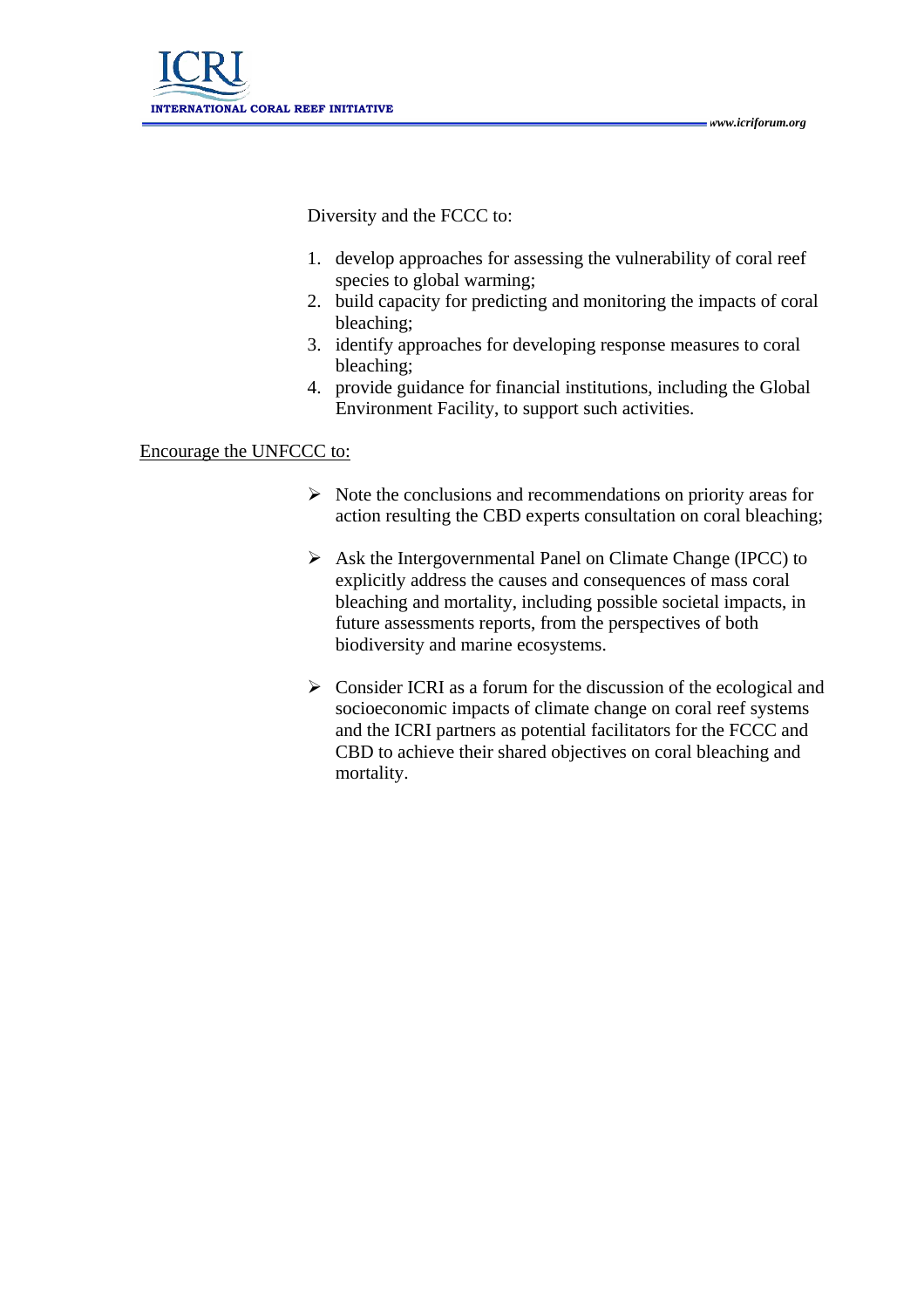Diversity and the FCCC to:

1. develop approaches for assessing the vulnerability of coral reef species to global warming;
2. build capacity for predicting and monitoring the impacts of coral bleaching;
3. identify approaches for developing response measures to coral bleaching;
4. provide guidance for financial institutions, including the Global Environment Facility, to support such activities.

Encourage the UNFCCC to:

- Note the conclusions and recommendations on priority areas for action resulting the CBD experts consultation on coral bleaching;
- Ask the Intergovernmental Panel on Climate Change (IPCC) to explicitly address the causes and consequences of mass coral bleaching and mortality, including possible societal impacts, in future assessments reports, from the perspectives of both biodiversity and marine ecosystems.
- Consider ICRI as a forum for the discussion of the ecological and socioeconomic impacts of climate change on coral reef systems and the ICRI partners as potential facilitators for the FCCC and CBD to achieve their shared objectives on coral bleaching and mortality.